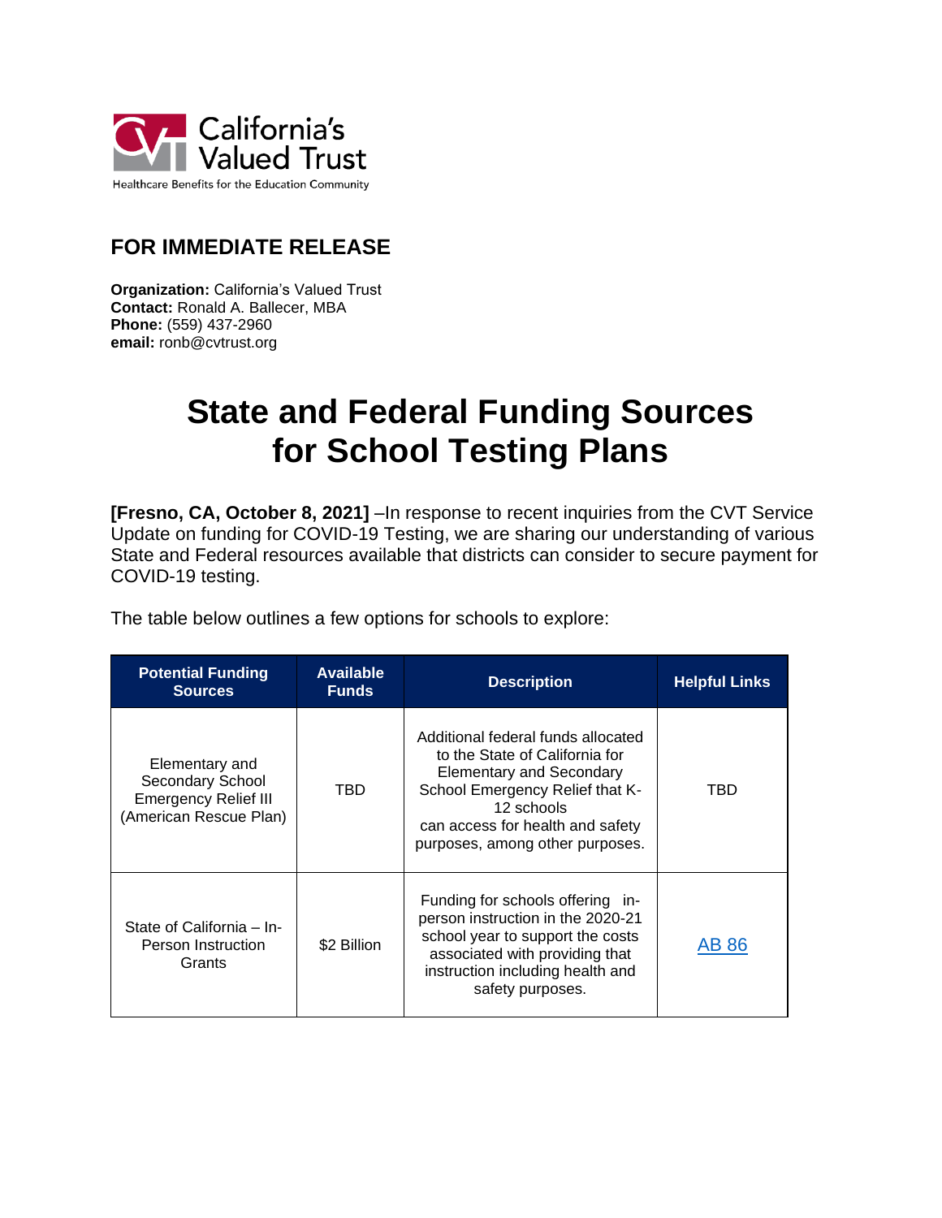California's Valued Trust

Healthcare Benefits for the Education Community

## FOR IMMEDIATE RELEASE

**Organization:** California's Valued Trust
**Contact:** Ronald A. Ballecer, MBA
**Phone:** (559) 437-2960
**email:** ronb@cvtrust.org

# State and Federal Funding Sources for School Testing Plans

**[Fresno, CA, October 8, 2021]** –In response to recent inquiries from the CVT Service Update on funding for COVID-19 Testing, we are sharing our understanding of various State and Federal resources available that districts can consider to secure payment for COVID-19 testing.

The table below outlines a few options for schools to explore:

| Potential Funding Sources | Available Funds | Description | Helpful Links |
|---|---|---|---|
| Elementary and Secondary School Emergency Relief III (American Rescue Plan) | TBD | Additional federal funds allocated to the State of California for Elementary and Secondary School Emergency Relief that K-12 schools can access for health and safety purposes, among other purposes. | TBD |
| State of California – In-Person Instruction Grants | $2 Billion | Funding for schools offering in-person instruction in the 2020-21 school year to support the costs associated with providing that instruction including health and safety purposes. | AB 86 |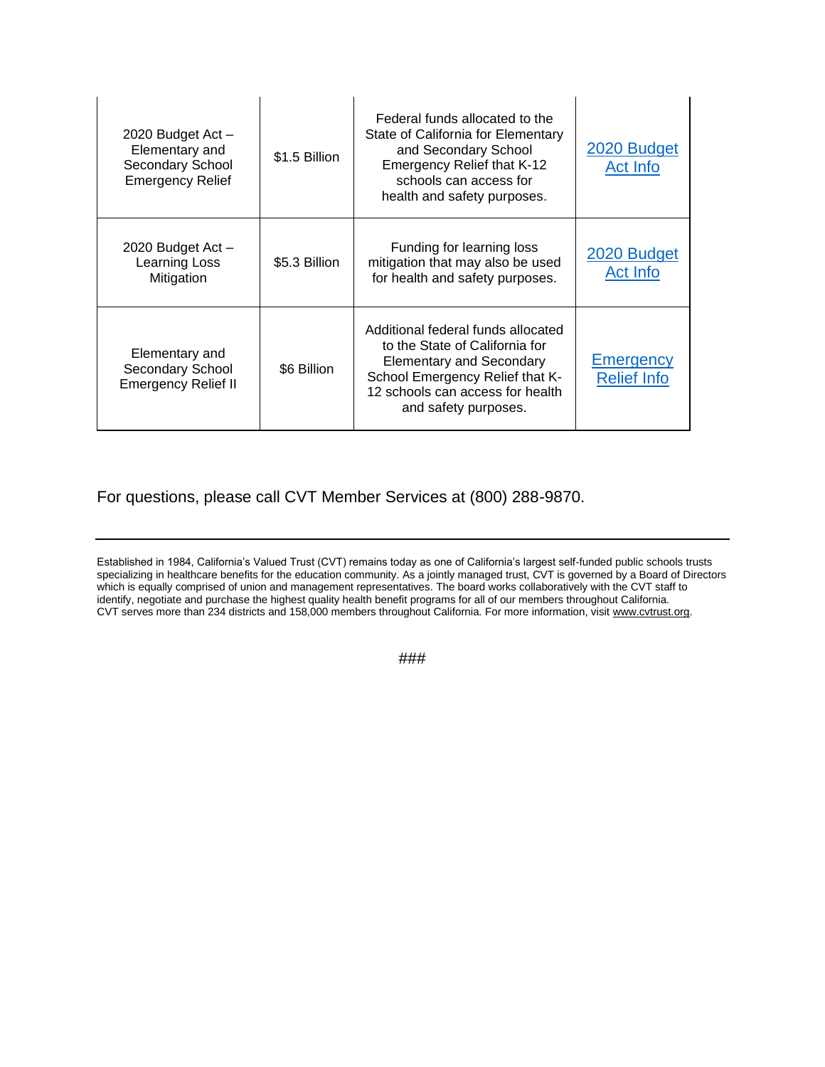| | | | |
|---|---|---|---|
| 2020 Budget Act – Elementary and Secondary School Emergency Relief | $1.5 Billion | Federal funds allocated to the State of California for Elementary and Secondary School Emergency Relief that K-12 schools can access for health and safety purposes. | [2020 Budget Act Info] |
| 2020 Budget Act – Learning Loss Mitigation | $5.3 Billion | Funding for learning loss mitigation that may also be used for health and safety purposes. | [2020 Budget Act Info] |
| Elementary and Secondary School Emergency Relief II | $6 Billion | Additional federal funds allocated to the State of California for Elementary and Secondary School Emergency Relief that K-12 schools can access for health and safety purposes. | [Emergency Relief Info] |

For questions, please call CVT Member Services at (800) 288-9870.

---

Established in 1984, California's Valued Trust (CVT) remains today as one of California's largest self-funded public schools trusts specializing in healthcare benefits for the education community. As a jointly managed trust, CVT is governed by a Board of Directors which is equally comprised of union and management representatives. The board works collaboratively with the CVT staff to identify, negotiate and purchase the highest quality health benefit programs for all of our members throughout California.
CVT serves more than 234 districts and 158,000 members throughout California. For more information, visit www.cvtrust.org.

###